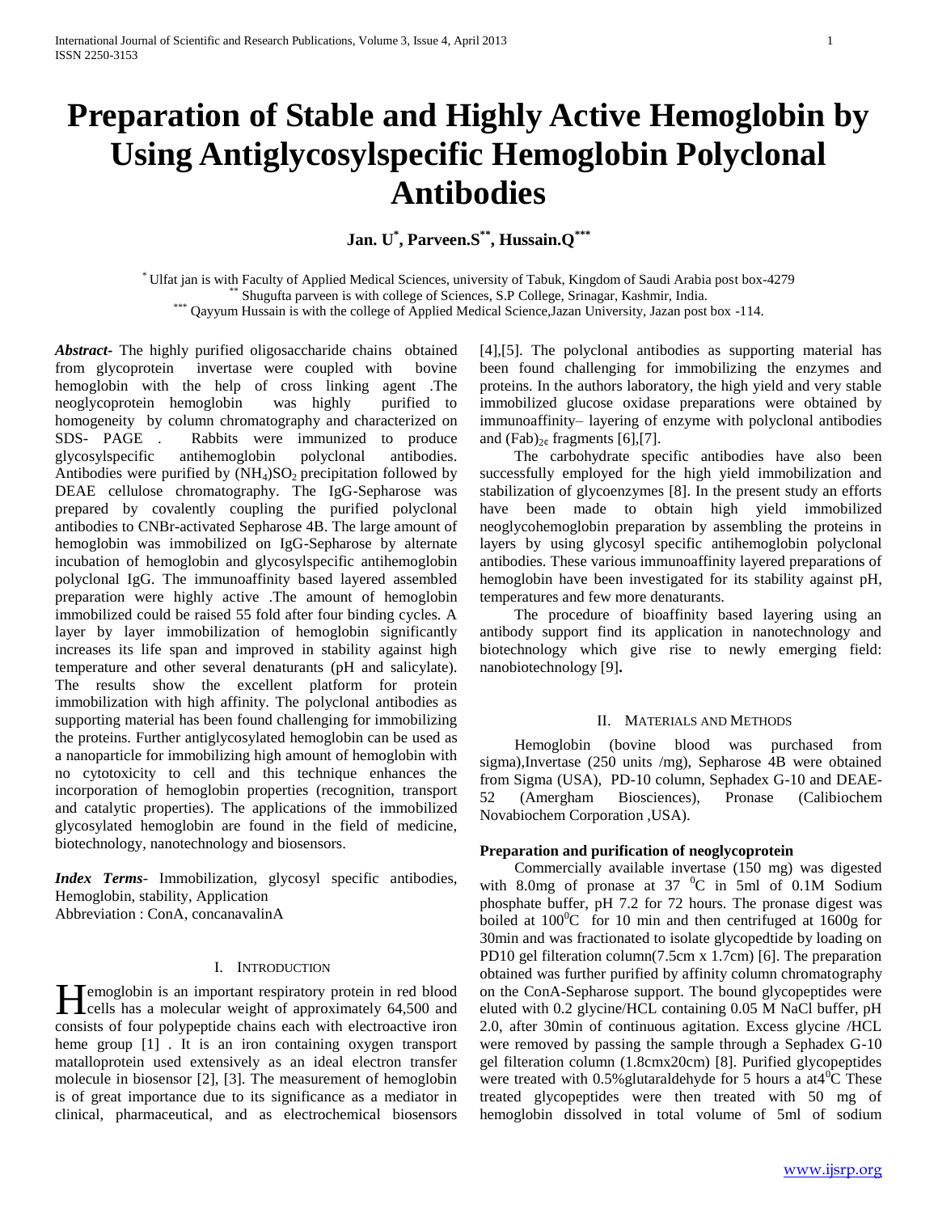# Preparation of Stable and Highly Active Hemoglobin by Using Antiglycosylspecific Hemoglobin Polyclonal Antibodies

**Jan. U[*], Parveen.S[**], Hussain.Q[***]**

[*] Ulfat jan is with Faculty of Applied Medical Sciences, university of Tabuk, Kingdom of Saudi Arabia post box-4279
[**] Shugufta parveen is with college of Sciences, S.P College, Srinagar, Kashmir, India.
[***] Qayyum Hussain is with the college of Applied Medical Science,Jazan University, Jazan post box -114.

***Abstract***- The highly purified oligosaccharide chains obtained from glycoprotein invertase were coupled with bovine hemoglobin with the help of cross linking agent .The neoglycoprotein hemoglobin was highly purified to homogeneity by column chromatography and characterized on SDS- PAGE . Rabbits were immunized to produce glycosylspecific antihemoglobin polyclonal antibodies. Antibodies were purified by $(NH_4)SO_2$ precipitation followed by DEAE cellulose chromatography. The IgG-Sepharose was prepared by covalently coupling the purified polyclonal antibodies to CNBr-activated Sepharose 4B. The large amount of hemoglobin was immobilized on IgG-Sepharose by alternate incubation of hemoglobin and glycosylspecific antihemoglobin polyclonal IgG. The immunoaffinity based layered assembled preparation were highly active .The amount of hemoglobin immobilized could be raised 55 fold after four binding cycles. A layer by layer immobilization of hemoglobin significantly increases its life span and improved in stability against high temperature and other several denaturants (pH and salicylate). The results show the excellent platform for protein immobilization with high affinity. The polyclonal antibodies as supporting material has been found challenging for immobilizing the proteins. Further antiglycosylated hemoglobin can be used as a nanoparticle for immobilizing high amount of hemoglobin with no cytotoxicity to cell and this technique enhances the incorporation of hemoglobin properties (recognition, transport and catalytic properties). The applications of the immobilized glycosylated hemoglobin are found in the field of medicine, biotechnology, nanotechnology and biosensors.

***Index Terms***- Immobilization, glycosyl specific antibodies, Hemoglobin, stability, Application
Abbreviation : ConA, concanavalinA

## I. Introduction

Hemoglobin is an important respiratory protein in red blood cells has a molecular weight of approximately 64,500 and consists of four polypeptide chains each with electroactive iron heme group [1] . It is an iron containing oxygen transport matalloprotein used extensively as an ideal electron transfer molecule in biosensor [2], [3]. The measurement of hemoglobin is of great importance due to its significance as a mediator in clinical, pharmaceutical, and as electrochemical biosensors [4],[5]. The polyclonal antibodies as supporting material has been found challenging for immobilizing the enzymes and proteins. In the authors laboratory, the high yield and very stable immobilized glucose oxidase preparations were obtained by immunoaffinity– layering of enzyme with polyclonal antibodies and $(Fab)_{2\epsilon}$ fragments [6],[7].

The carbohydrate specific antibodies have also been successfully employed for the high yield immobilization and stabilization of glycoenzymes [8]. In the present study an efforts have been made to obtain high yield immobilized neoglycohemoglobin preparation by assembling the proteins in layers by using glycosyl specific antihemoglobin polyclonal antibodies. These various immunoaffinity layered preparations of hemoglobin have been investigated for its stability against pH, temperatures and few more denaturants.

The procedure of bioaffinity based layering using an antibody support find its application in nanotechnology and biotechnology which give rise to newly emerging field: nanobiotechnology [9]**.**

## II. Materials and Methods

Hemoglobin (bovine blood was purchased from sigma),Invertase (250 units /mg), Sepharose 4B were obtained from Sigma (USA), PD-10 column, Sephadex G-10 and DEAE-52 (Amergham Biosciences), Pronase (Calibiochem Novabiochem Corporation ,USA).

### Preparation and purification of neoglycoprotein

Commercially available invertase (150 mg) was digested with 8.0mg of pronase at 37 $^0$C in 5ml of 0.1M Sodium phosphate buffer, pH 7.2 for 72 hours. The pronase digest was boiled at 100$^0$C for 10 min and then centrifuged at 1600g for 30min and was fractionated to isolate glycopedtide by loading on PD10 gel filteration column(7.5cm x 1.7cm) [6]. The preparation obtained was further purified by affinity column chromatography on the ConA-Sepharose support. The bound glycopeptides were eluted with 0.2 glycine/HCL containing 0.05 M NaCl buffer, pH 2.0, after 30min of continuous agitation. Excess glycine /HCL were removed by passing the sample through a Sephadex G-10 gel filteration column (1.8cmx20cm) [8]. Purified glycopeptides were treated with 0.5%glutaraldehyde for 5 hours a at4$^0$C These treated glycopeptides were then treated with 50 mg of hemoglobin dissolved in total volume of 5ml of sodium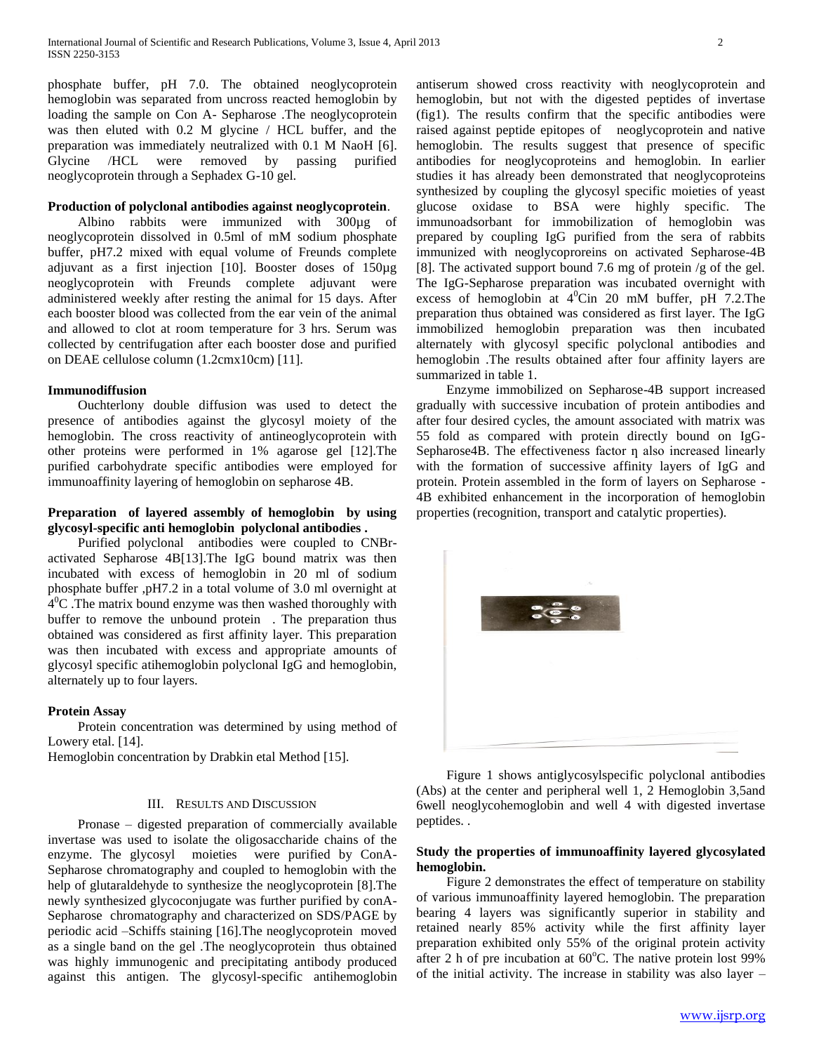phosphate buffer, pH 7.0. The obtained neoglycoprotein hemoglobin was separated from uncross reacted hemoglobin by loading the sample on Con A- Sepharose .The neoglycoprotein was then eluted with 0.2 M glycine / HCL buffer, and the preparation was immediately neutralized with 0.1 M NaoH [6]. Glycine /HCL were removed by passing purified neoglycoprotein through a Sephadex G-10 gel.

**Production of polyclonal antibodies against neoglycoprotein**.

Albino rabbits were immunized with 300µg of neoglycoprotein dissolved in 0.5ml of mM sodium phosphate buffer, pH7.2 mixed with equal volume of Freunds complete adjuvant as a first injection [10]. Booster doses of 150µg neoglycoprotein with Freunds complete adjuvant were administered weekly after resting the animal for 15 days. After each booster blood was collected from the ear vein of the animal and allowed to clot at room temperature for 3 hrs. Serum was collected by centrifugation after each booster dose and purified on DEAE cellulose column (1.2cmx10cm) [11].

**Immunodiffusion**

Ouchterlony double diffusion was used to detect the presence of antibodies against the glycosyl moiety of the hemoglobin. The cross reactivity of antineoglycoprotein with other proteins were performed in 1% agarose gel [12].The purified carbohydrate specific antibodies were employed for immunoaffinity layering of hemoglobin on sepharose 4B.

**Preparation of layered assembly of hemoglobin by using glycosyl-specific anti hemoglobin polyclonal antibodies .**

Purified polyclonal antibodies were coupled to CNBr-activated Sepharose 4B[13].The IgG bound matrix was then incubated with excess of hemoglobin in 20 ml of sodium phosphate buffer ,pH7.2 in a total volume of 3.0 ml overnight at $4^0$C .The matrix bound enzyme was then washed thoroughly with buffer to remove the unbound protein . The preparation thus obtained was considered as first affinity layer. This preparation was then incubated with excess and appropriate amounts of glycosyl specific atihemoglobin polyclonal IgG and hemoglobin, alternately up to four layers.

**Protein Assay**

Protein concentration was determined by using method of Lowery etal. [14].

Hemoglobin concentration by Drabkin etal Method [15].

## III. Results and Discussion

Pronase – digested preparation of commercially available invertase was used to isolate the oligosaccharide chains of the enzyme. The glycosyl moieties were purified by ConA-Sepharose chromatography and coupled to hemoglobin with the help of glutaraldehyde to synthesize the neoglycoprotein [8].The newly synthesized glycoconjugate was further purified by conA-Sepharose chromatography and characterized on SDS/PAGE by periodic acid –Schiffs staining [16].The neoglycoprotein moved as a single band on the gel .The neoglycoprotein thus obtained was highly immunogenic and precipitating antibody produced against this antigen. The glycosyl-specific antihemoglobin antiserum showed cross reactivity with neoglycoprotein and hemoglobin, but not with the digested peptides of invertase (fig1). The results confirm that the specific antibodies were raised against peptide epitopes of neoglycoprotein and native hemoglobin. The results suggest that presence of specific antibodies for neoglycoproteins and hemoglobin. In earlier studies it has already been demonstrated that neoglycoproteins synthesized by coupling the glycosyl specific moieties of yeast glucose oxidase to BSA were highly specific. The immunoadsorbant for immobilization of hemoglobin was prepared by coupling IgG purified from the sera of rabbits immunized with neoglycoproreins on activated Sepharose-4B [8]. The activated support bound 7.6 mg of protein /g of the gel. The IgG-Sepharose preparation was incubated overnight with excess of hemoglobin at $4^0$Cin 20 mM buffer, pH 7.2.The preparation thus obtained was considered as first layer. The IgG immobilized hemoglobin preparation was then incubated alternately with glycosyl specific polyclonal antibodies and hemoglobin .The results obtained after four affinity layers are summarized in table 1.

Enzyme immobilized on Sepharose-4B support increased gradually with successive incubation of protein antibodies and after four desired cycles, the amount associated with matrix was 55 fold as compared with protein directly bound on IgG-Sepharose4B. The effectiveness factor η also increased linearly with the formation of successive affinity layers of IgG and protein. Protein assembled in the form of layers on Sepharose -4B exhibited enhancement in the incorporation of hemoglobin properties (recognition, transport and catalytic properties).

Figure 1 shows antiglycosylspecific polyclonal antibodies (Abs) at the center and peripheral well 1, 2 Hemoglobin 3,5and 6well neoglycohemoglobin and well 4 with digested invertase peptides. .

**Study the properties of immunoaffinity layered glycosylated hemoglobin.**

Figure 2 demonstrates the effect of temperature on stability of various immunoaffinity layered hemoglobin. The preparation bearing 4 layers was significantly superior in stability and retained nearly 85% activity while the first affinity layer preparation exhibited only 55% of the original protein activity after 2 h of pre incubation at 60°C. The native protein lost 99% of the initial activity. The increase in stability was also layer –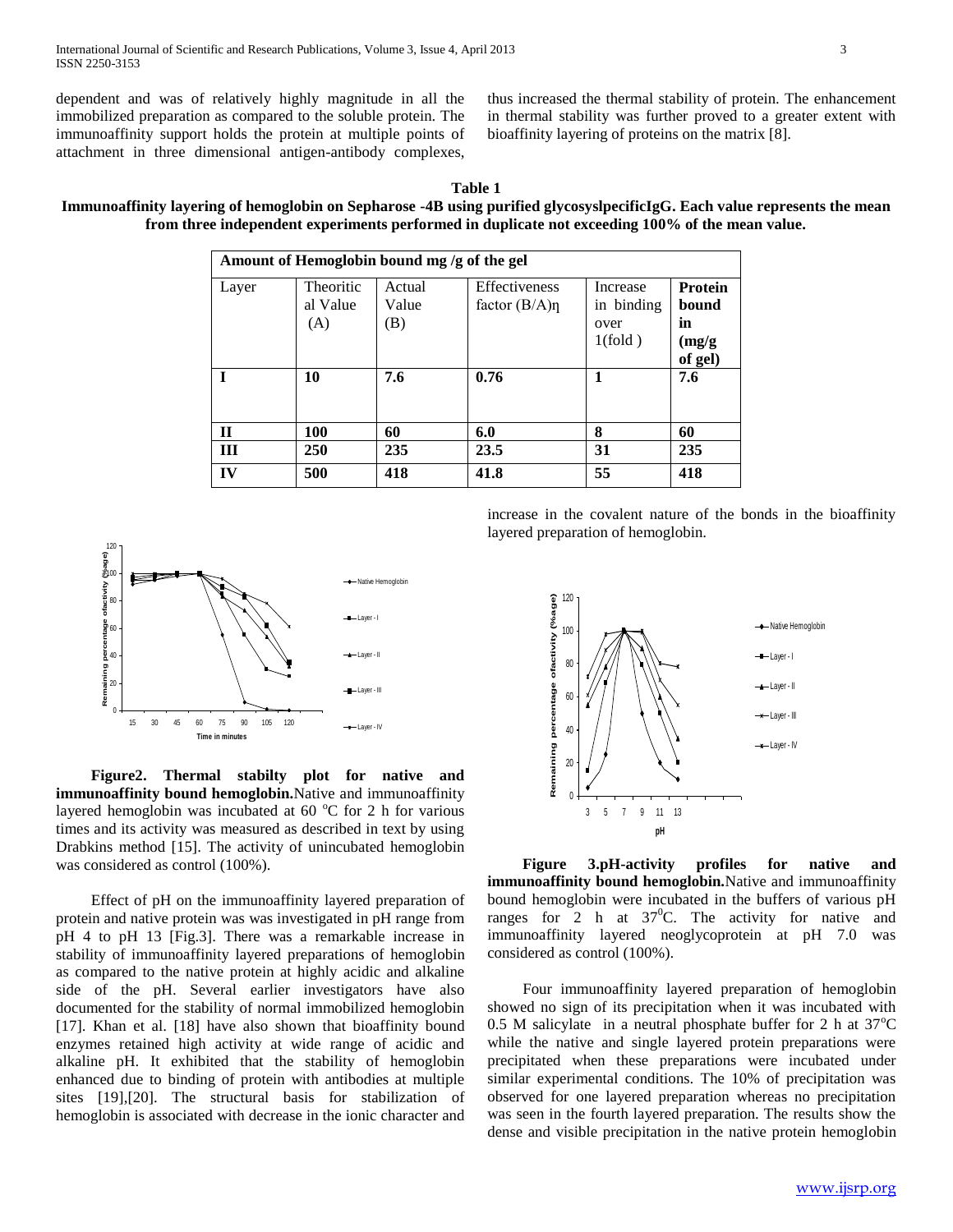dependent and was of relatively highly magnitude in all the immobilized preparation as compared to the soluble protein. The immunoaffinity support holds the protein at multiple points of attachment in three dimensional antigen-antibody complexes, thus increased the thermal stability of protein. The enhancement in thermal stability was further proved to a greater extent with bioaffinity layering of proteins on the matrix [8].

**Table 1**
**Immunoaffinity layering of hemoglobin on Sepharose -4B using purified glycosyslpecificIgG. Each value represents the mean from three independent experiments performed in duplicate not exceeding 100% of the mean value.**

| Amount of Hemoglobin bound mg /g of the gel | | | | | |
|---|---|---|---|---|---|
| Layer | Theoritic al Value (A) | Actual Value (B) | Effectiveness factor (B/A)η | Increase in binding over 1(fold ) | **Protein bound in (mg/g of gel)** |
| **I** | **10** | **7.6** | **0.76** | **1** | **7.6** |
| **II** | **100** | **60** | **6.0** | **8** | **60** |
| **III** | **250** | **235** | **23.5** | **31** | **235** |
| **IV** | **500** | **418** | **41.8** | **55** | **418** |

**Figure2. Thermal stabilty plot for native and immunoaffinity bound hemoglobin.** Native and immunoaffinity layered hemoglobin was incubated at 60 °C for 2 h for various times and its activity was measured as described in text by using Drabkins method [15]. The activity of unincubated hemoglobin was considered as control (100%).

Effect of pH on the immunoaffinity layered preparation of protein and native protein was was investigated in pH range from pH 4 to pH 13 [Fig.3]. There was a remarkable increase in stability of immunoaffinity layered preparations of hemoglobin as compared to the native protein at highly acidic and alkaline side of the pH. Several earlier investigators have also documented for the stability of normal immobilized hemoglobin [17]. Khan et al. [18] have also shown that bioaffinity bound enzymes retained high activity at wide range of acidic and alkaline pH. It exhibited that the stability of hemoglobin enhanced due to binding of protein with antibodies at multiple sites [19],[20]. The structural basis for stabilization of hemoglobin is associated with decrease in the ionic character and increase in the covalent nature of the bonds in the bioaffinity layered preparation of hemoglobin.

**Figure 3.pH-activity profiles for native and immunoaffinity bound hemoglobin.** Native and immunoaffinity bound hemoglobin were incubated in the buffers of various pH ranges for 2 h at 37°C. The activity for native and immunoaffinity layered neoglycoprotein at pH 7.0 was considered as control (100%).

Four immunoaffinity layered preparation of hemoglobin showed no sign of its precipitation when it was incubated with 0.5 M salicylate in a neutral phosphate buffer for 2 h at 37°C while the native and single layered protein preparations were precipitated when these preparations were incubated under similar experimental conditions. The 10% of precipitation was observed for one layered preparation whereas no precipitation was seen in the fourth layered preparation. The results show the dense and visible precipitation in the native protein hemoglobin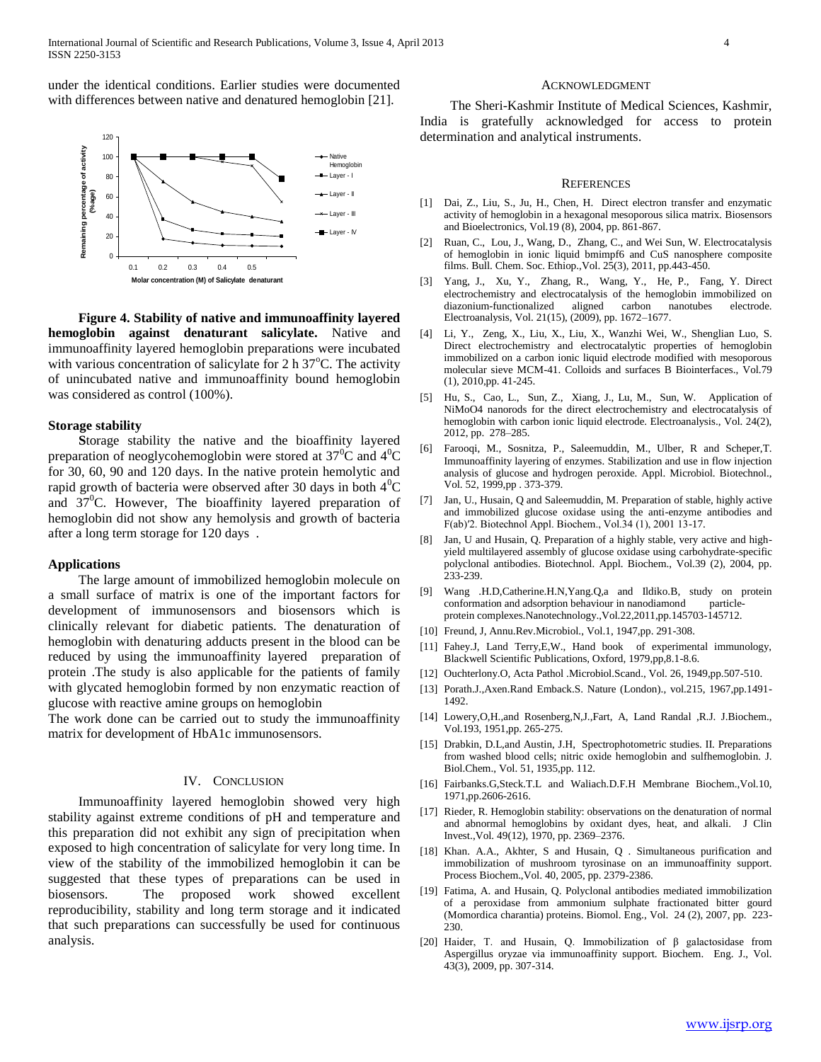under the identical conditions. Earlier studies were documented with differences between native and denatured hemoglobin [21].

**Figure 4. Stability of native and immunoaffinity layered hemoglobin against denaturant salicylate.** Native and immunoaffinity layered hemoglobin preparations were incubated with various concentration of salicylate for 2 h 37$^o$C. The activity of unincubated native and immunoaffinity bound hemoglobin was considered as control (100%).

### Storage stability

**S**torage stability the native and the bioaffinity layered preparation of neoglycohemoglobin were stored at 37$^0$C and 4$^0$C for 30, 60, 90 and 120 days. In the native protein hemolytic and rapid growth of bacteria were observed after 30 days in both 4$^0$C and 37$^0$C. However, The bioaffinity layered preparation of hemoglobin did not show any hemolysis and growth of bacteria after a long term storage for 120 days .

### Applications

The large amount of immobilized hemoglobin molecule on a small surface of matrix is one of the important factors for development of immunosensors and biosensors which is clinically relevant for diabetic patients. The denaturation of hemoglobin with denaturing adducts present in the blood can be reduced by using the immunoaffinity layered preparation of protein .The study is also applicable for the patients of family with glycated hemoglobin formed by non enzymatic reaction of glucose with reactive amine groups on hemoglobin

The work done can be carried out to study the immunoaffinity matrix for development of HbA1c immunosensors.

## IV. Conclusion

Immunoaffinity layered hemoglobin showed very high stability against extreme conditions of pH and temperature and this preparation did not exhibit any sign of precipitation when exposed to high concentration of salicylate for very long time. In view of the stability of the immobilized hemoglobin it can be suggested that these types of preparations can be used in biosensors. The proposed work showed excellent reproducibility, stability and long term storage and it indicated that such preparations can successfully be used for continuous analysis.

## Acknowledgment

The Sheri-Kashmir Institute of Medical Sciences, Kashmir, India is gratefully acknowledged for access to protein determination and analytical instruments.

## References

[1] Dai, Z., Liu, S., Ju, H., Chen, H. Direct electron transfer and enzymatic activity of hemoglobin in a hexagonal mesoporous silica matrix. Biosensors and Bioelectronics, Vol.19 (8), 2004, pp. 861-867.

[2] Ruan, C., Lou, J., Wang, D., Zhang, C., and Wei Sun, W. Electrocatalysis of hemoglobin in ionic liquid bmimpf6 and CuS nanosphere composite films. Bull. Chem. Soc. Ethiop.,Vol. 25(3), 2011, pp.443-450.

[3] Yang, J., Xu, Y., Zhang, R., Wang, Y., He, P., Fang, Y. Direct electrochemistry and electrocatalysis of the hemoglobin immobilized on diazonium-functionalized aligned carbon nanotubes electrode. Electroanalysis, Vol. 21(15), (2009), pp. 1672–1677.

[4] Li, Y., Zeng, X., Liu, X., Liu, X., Wanzhi Wei, W., Shenglian Luo, S. Direct electrochemistry and electrocatalytic properties of hemoglobin immobilized on a carbon ionic liquid electrode modified with mesoporous molecular sieve MCM-41. Colloids and surfaces B Biointerfaces., Vol.79 (1), 2010,pp. 41-245.

[5] Hu, S., Cao, L., Sun, Z., Xiang, J., Lu, M., Sun, W. Application of NiMoO4 nanorods for the direct electrochemistry and electrocatalysis of hemoglobin with carbon ionic liquid electrode. Electroanalysis., Vol. 24(2), 2012, pp. 278–285.

[6] Farooqi, M., Sosnitza, P., Saleemuddin, M., Ulber, R and Scheper,T. Immunoaffinity layering of enzymes. Stabilization and use in flow injection analysis of glucose and hydrogen peroxide. Appl. Microbiol. Biotechnol., Vol. 52, 1999,pp . 373-379.

[7] Jan, U., Husain, Q and Saleemuddin, M. Preparation of stable, highly active and immobilized glucose oxidase using the anti-enzyme antibodies and F(ab)'2. Biotechnol Appl. Biochem., Vol.34 (1), 2001 13-17.

[8] Jan, U and Husain, Q. Preparation of a highly stable, very active and high-yield multilayered assembly of glucose oxidase using carbohydrate-specific polyclonal antibodies. Biotechnol. Appl. Biochem., Vol.39 (2), 2004, pp. 233-239.

[9] Wang .H.D,Catherine.H.N,Yang.Q,a and Ildiko.B, study on protein conformation and adsorption behaviour in nanodiamond particle-protein complexes.Nanotechnology.,Vol.22,2011,pp.145703-145712.

[10] Freund, J, Annu.Rev.Microbiol., Vol.1, 1947,pp. 291-308.

[11] Fahey.J, Land Terry,E,W., Hand book of experimental immunology, Blackwell Scientific Publications, Oxford, 1979,pp,8.1-8.6.

[12] Ouchterlony.O, Acta Pathol .Microbiol.Scand., Vol. 26, 1949,pp.507-510.

[13] Porath.J.,Axen.Rand Emback.S. Nature (London)., vol.215, 1967,pp.1491-1492.

[14] Lowery,O,H.,and Rosenberg,N,J.,Fart, A, Land Randal ,R.J. J.Biochem., Vol.193, 1951,pp. 265-275.

[15] Drabkin, D.L,and Austin, J.H, Spectrophotometric studies. II. Preparations from washed blood cells; nitric oxide hemoglobin and sulfhemoglobin. J. Biol.Chem., Vol. 51, 1935,pp. 112.

[16] Fairbanks.G,Steck.T.L and Waliach.D.F.H Membrane Biochem.,Vol.10, 1971,pp.2606-2616.

[17] Rieder, R. Hemoglobin stability: observations on the denaturation of normal and abnormal hemoglobins by oxidant dyes, heat, and alkali. J Clin Invest.,Vol. 49(12), 1970, pp. 2369–2376.

[18] Khan. A.A., Akhter, S and Husain, Q . Simultaneous purification and immobilization of mushroom tyrosinase on an immunoaffinity support. Process Biochem.,Vol. 40, 2005, pp. 2379-2386.

[19] Fatima, A. and Husain, Q. Polyclonal antibodies mediated immobilization of a peroxidase from ammonium sulphate fractionated bitter gourd (Momordica charantia) proteins. Biomol. Eng., Vol. 24 (2), 2007, pp. 223-230.

[20] Haider, T. and Husain, Q. Immobilization of β galactosidase from Aspergillus oryzae via immunoaffinity support. Biochem. Eng. J., Vol. 43(3), 2009, pp. 307-314.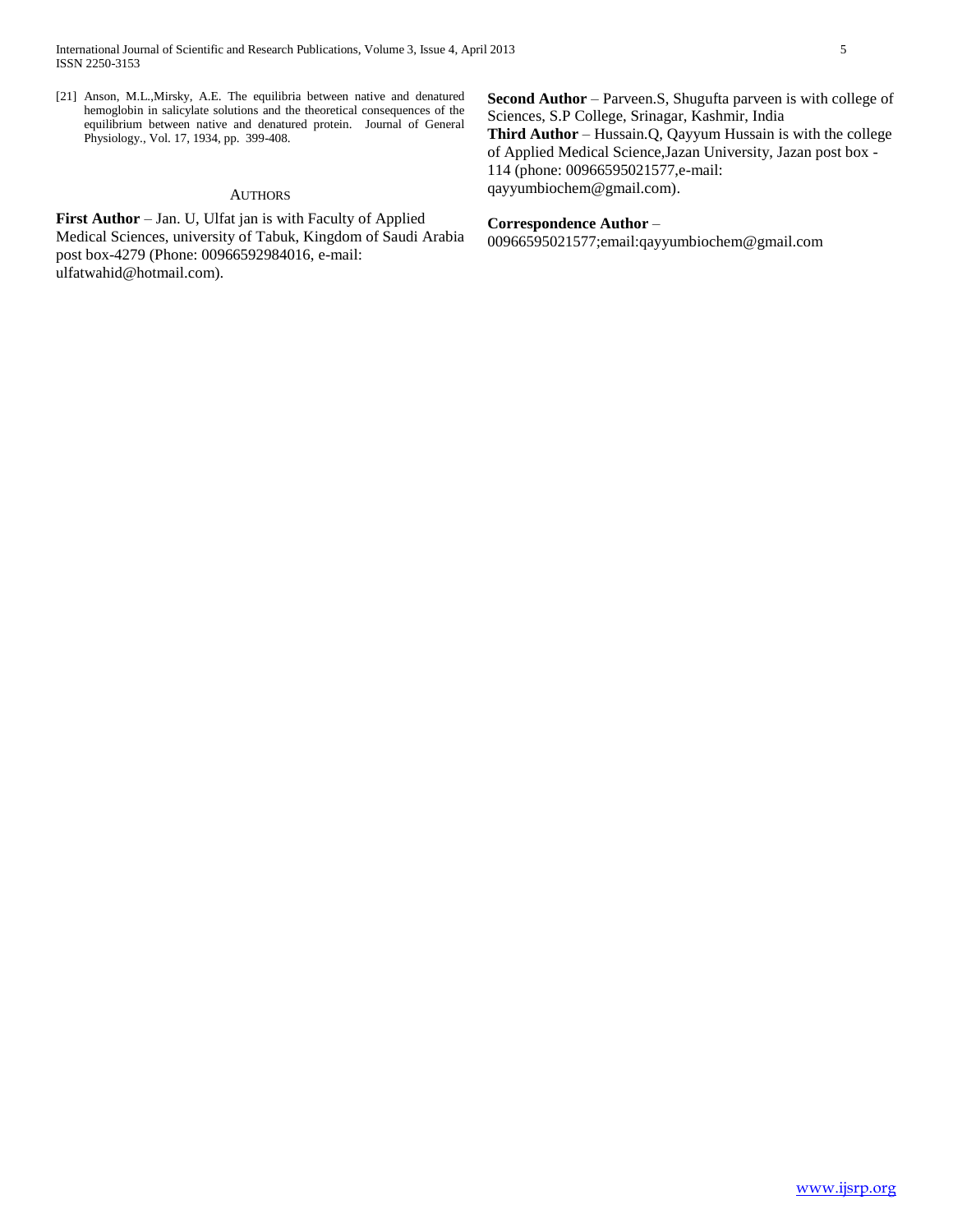[21] Anson, M.L.,Mirsky, A.E. The equilibria between native and denatured hemoglobin in salicylate solutions and the theoretical consequences of the equilibrium between native and denatured protein. Journal of General Physiology., Vol. 17, 1934, pp. 399-408.

## AUTHORS

**First Author** – Jan. U, Ulfat jan is with Faculty of Applied Medical Sciences, university of Tabuk, Kingdom of Saudi Arabia post box-4279 (Phone: 00966592984016, e-mail: ulfatwahid@hotmail.com).

**Second Author** – Parveen.S, Shugufta parveen is with college of Sciences, S.P College, Srinagar, Kashmir, India

**Third Author** – Hussain.Q, Qayyum Hussain is with the college of Applied Medical Science,Jazan University, Jazan post box -114 (phone: 00966595021577,e-mail: qayyumbiochem@gmail.com).

**Correspondence Author** – 00966595021577;email:qayyumbiochem@gmail.com